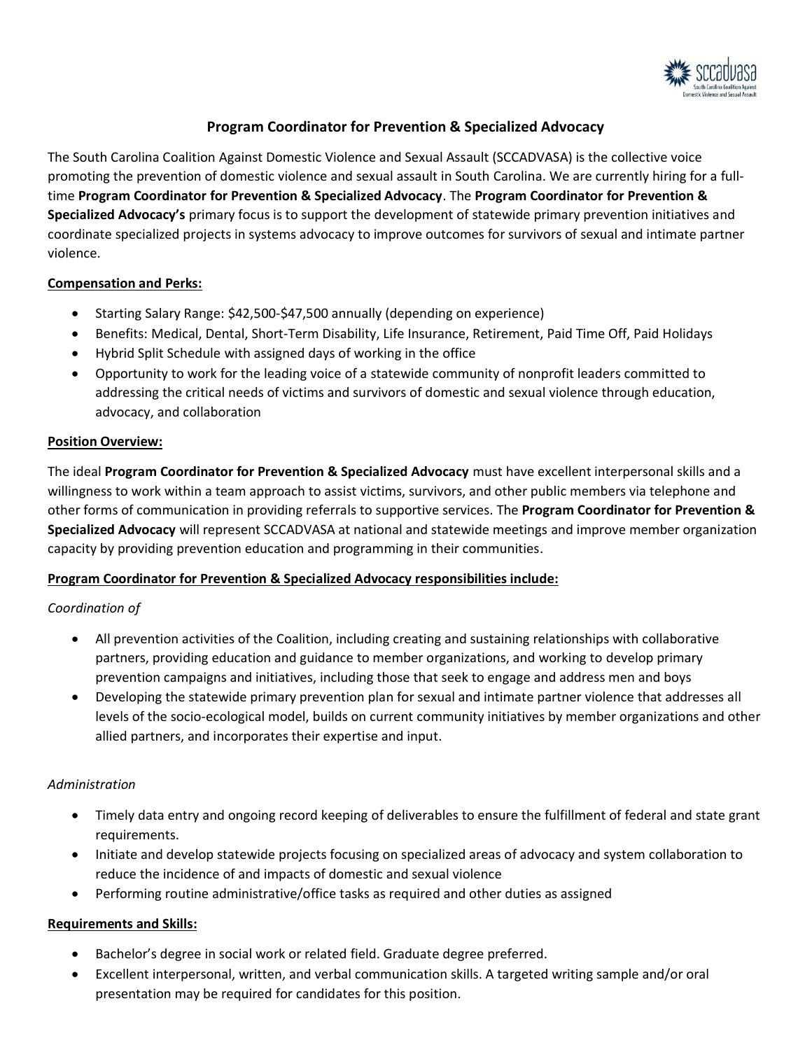# Program Coordinator for Prevention & Specialized Advocacy

The South Carolina Coalition Against Domestic Violence and Sexual Assault (SCCADVASA) is the collective voice promoting the prevention of domestic violence and sexual assault in South Carolina. We are currently hiring for a full-time **Program Coordinator for Prevention & Specialized Advocacy**. The **Program Coordinator for Prevention & Specialized Advocacy's** primary focus is to support the development of statewide primary prevention initiatives and coordinate specialized projects in systems advocacy to improve outcomes for survivors of sexual and intimate partner violence.

**Compensation and Perks:**

- Starting Salary Range: $42,500-$47,500 annually (depending on experience)
- Benefits: Medical, Dental, Short-Term Disability, Life Insurance, Retirement, Paid Time Off, Paid Holidays
- Hybrid Split Schedule with assigned days of working in the office
- Opportunity to work for the leading voice of a statewide community of nonprofit leaders committed to addressing the critical needs of victims and survivors of domestic and sexual violence through education, advocacy, and collaboration

**Position Overview:**

The ideal **Program Coordinator for Prevention & Specialized Advocacy** must have excellent interpersonal skills and a willingness to work within a team approach to assist victims, survivors, and other public members via telephone and other forms of communication in providing referrals to supportive services. The **Program Coordinator for Prevention & Specialized Advocacy** will represent SCCADVASA at national and statewide meetings and improve member organization capacity by providing prevention education and programming in their communities.

**Program Coordinator for Prevention & Specialized Advocacy responsibilities include:**

*Coordination of*

- All prevention activities of the Coalition, including creating and sustaining relationships with collaborative partners, providing education and guidance to member organizations, and working to develop primary prevention campaigns and initiatives, including those that seek to engage and address men and boys
- Developing the statewide primary prevention plan for sexual and intimate partner violence that addresses all levels of the socio-ecological model, builds on current community initiatives by member organizations and other allied partners, and incorporates their expertise and input.

*Administration*

- Timely data entry and ongoing record keeping of deliverables to ensure the fulfillment of federal and state grant requirements.
- Initiate and develop statewide projects focusing on specialized areas of advocacy and system collaboration to reduce the incidence of and impacts of domestic and sexual violence
- Performing routine administrative/office tasks as required and other duties as assigned

**Requirements and Skills:**

- Bachelor's degree in social work or related field. Graduate degree preferred.
- Excellent interpersonal, written, and verbal communication skills. A targeted writing sample and/or oral presentation may be required for candidates for this position.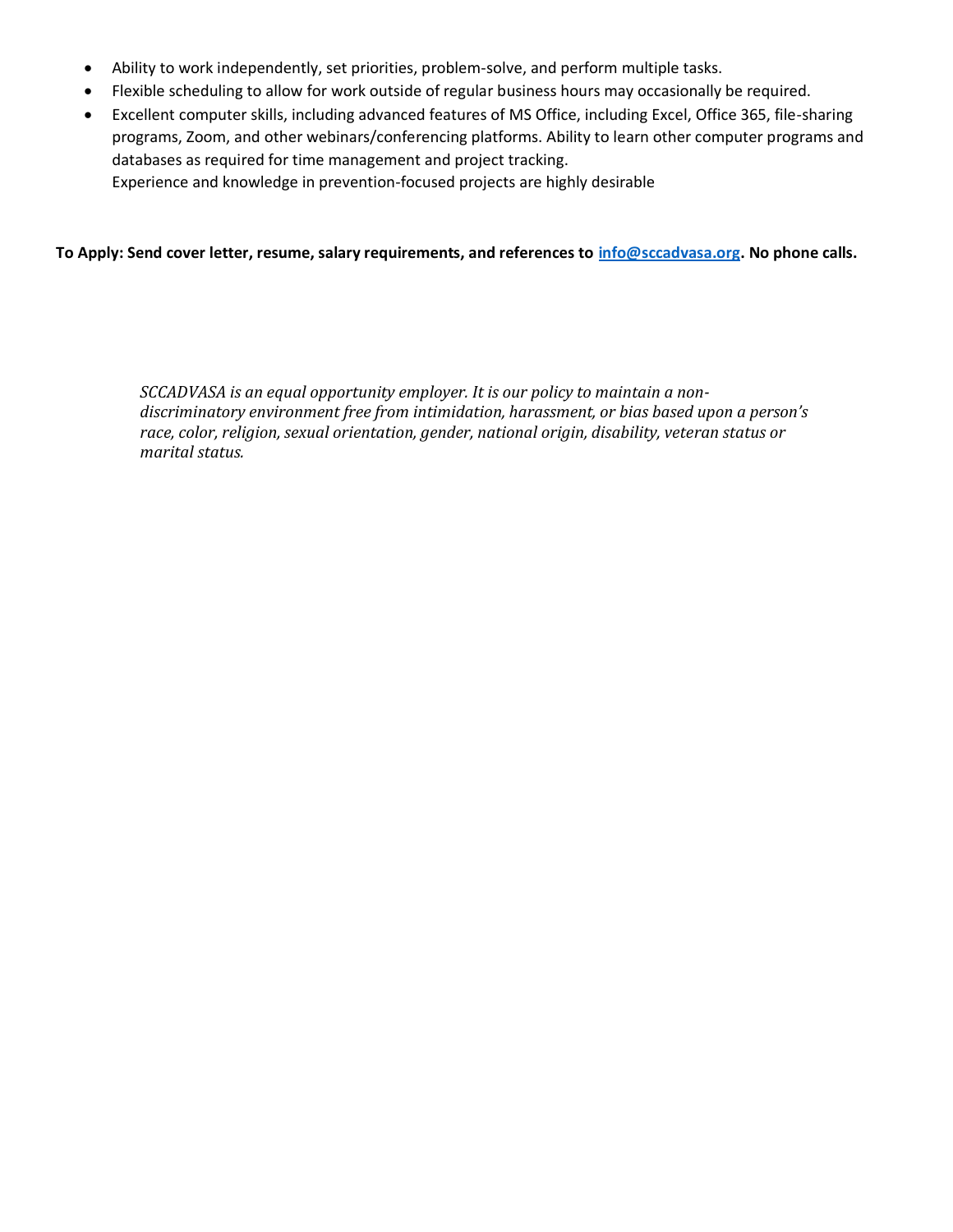- Ability to work independently, set priorities, problem-solve, and perform multiple tasks.
- Flexible scheduling to allow for work outside of regular business hours may occasionally be required.
- Excellent computer skills, including advanced features of MS Office, including Excel, Office 365, file-sharing programs, Zoom, and other webinars/conferencing platforms. Ability to learn other computer programs and databases as required for time management and project tracking.
  Experience and knowledge in prevention-focused projects are highly desirable

**To Apply: Send cover letter, resume, salary requirements, and references to [info@sccadvasa.org](mailto:info@sccadvasa.org). No phone calls.**

*SCCADVASA is an equal opportunity employer. It is our policy to maintain a non-discriminatory environment free from intimidation, harassment, or bias based upon a person's race, color, religion, sexual orientation, gender, national origin, disability, veteran status or marital status.*